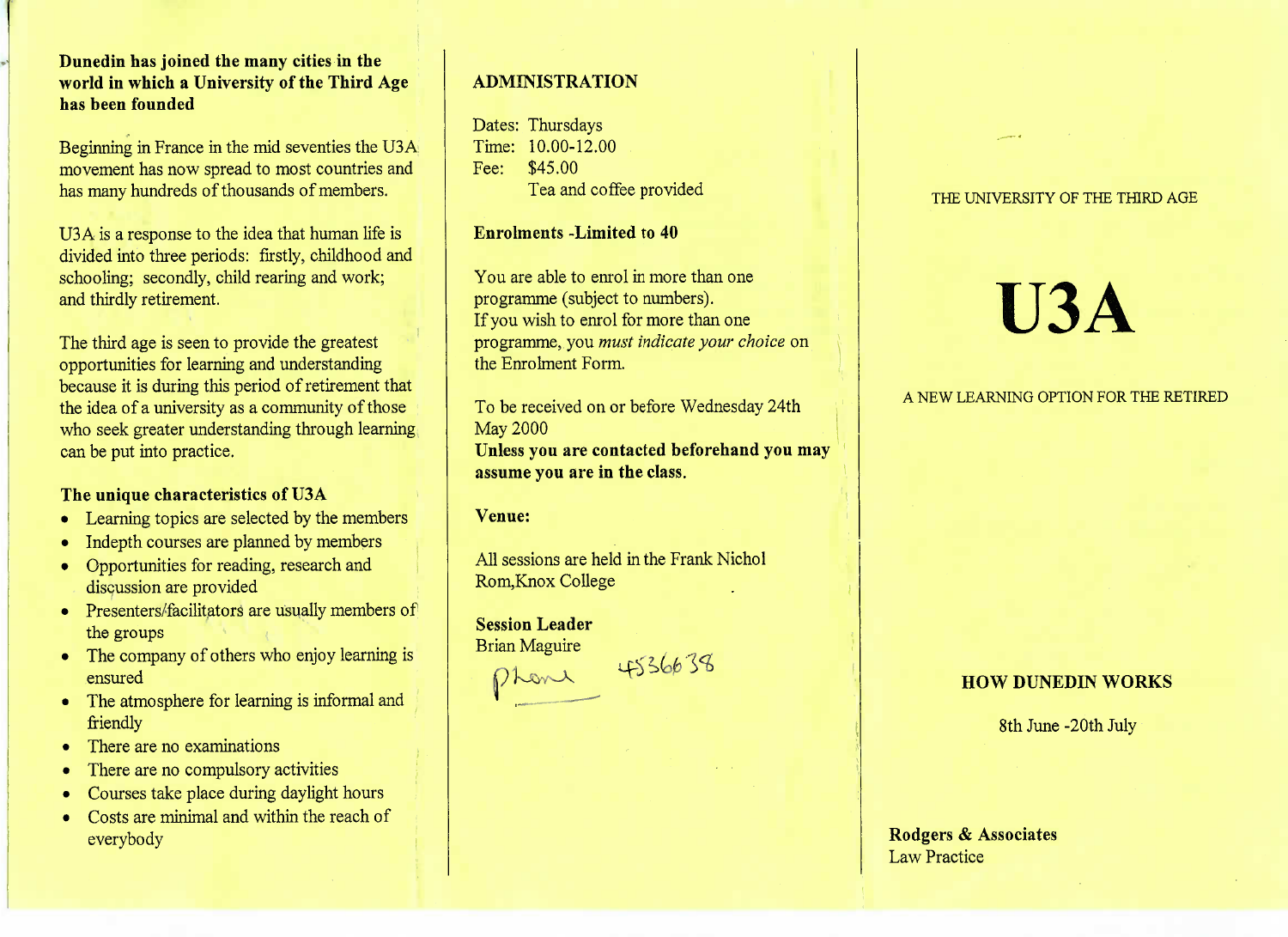**Dunedin has joined the many cities in the world in which a University of the Third Age has been founded**

Beginning in France in the mid seventies the U3A movement has now spread to most countries and has many hundreds of thousands of members.

U3A is a response to the idea that human life is divided into three periods: firstly, childhood and schooling; secondly, child rearing and work; and thirdly retirement.

The third age is seen to provide the greatest opportunities for learning and understanding because it is during this period of retirement that the idea of a university as a community of those who seek greater understanding through learning can be put into practice.

**The unique characteristics of U3A**

- Learning topics are selected by the members
- Indepth courses are planned by members
- Opportunities for reading, research and discussion are provided
- Presenters/facilitators are usually members of the groups
- The company of others who enjoy learning is ensured
- The atmosphere for learning is informal and friendly
- There are no examinations
- There are no compulsory activities
- Courses take place during daylight hours
- Costs are minimal and within the reach of everybody

**ADMINISTRATION**

Dates: Thursdays
Time: 10.00-12.00
Fee: $45.00
Tea and coffee provided

**Enrolments -Limited to 40**

You are able to enrol in more than one programme (subject to numbers).
If you wish to enrol for more than one programme, you *must indicate your choice* on the Enrolment Form.

To be received on or before Wednesday 24th May 2000
**Unless you are contacted beforehand you may assume you are in the class.**

**Venue:**

All sessions are held in the Frank Nichol Rom,Knox College

**Session Leader**
Brian Maguire
Phone 4536638

THE UNIVERSITY OF THE THIRD AGE

# U3A

A NEW LEARNING OPTION FOR THE RETIRED

**HOW DUNEDIN WORKS**

8th June -20th July

**Rodgers & Associates**
Law Practice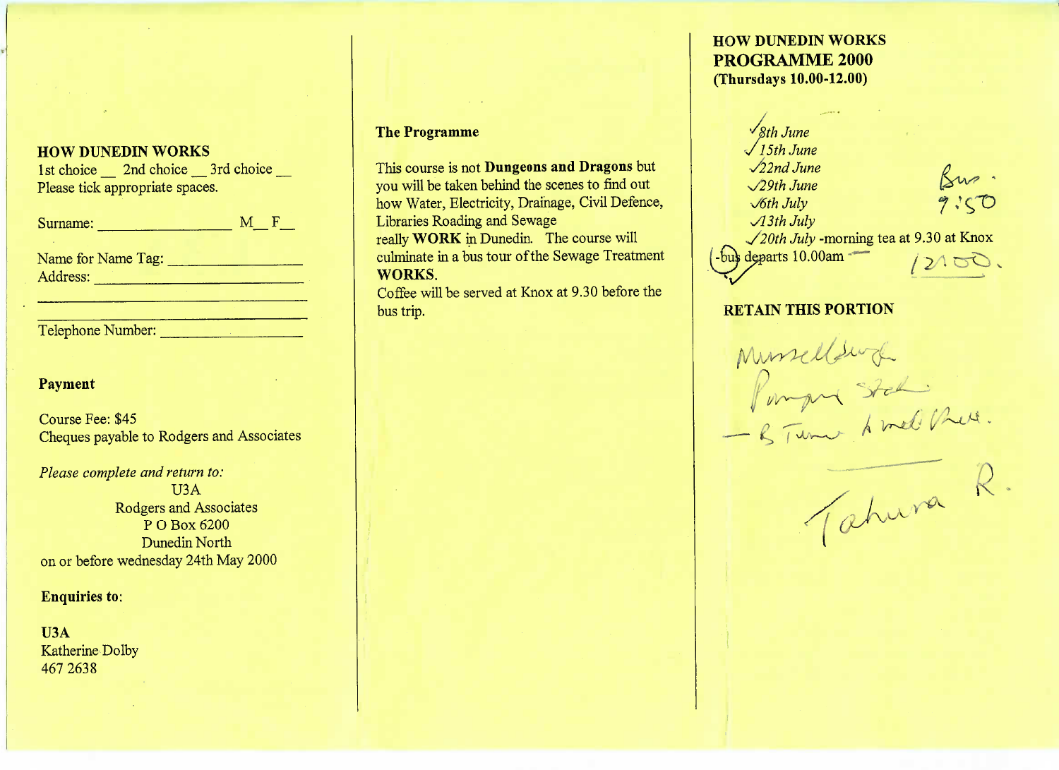## HOW DUNEDIN WORKS

1st choice __ 2nd choice __ 3rd choice __
Please tick appropriate spaces.

Surname: ________________ M__ F__

Name for Name Tag: ________________
Address: ________________

________________

Telephone Number: ________________

**Payment**

Course Fee: $45
Cheques payable to Rodgers and Associates

*Please complete and return to:*
U3A
Rodgers and Associates
P O Box 6200
Dunedin North
on or before wednesday 24th May 2000

**Enquiries to:**

**U3A**
Katherine Dolby
467 2638

**The Programme**

This course is not **Dungeons and Dragons** but you will be taken behind the scenes to find out how Water, Electricity, Drainage, Civil Defence, Libraries Roading and Sewage really **WORK** in Dunedin. The course will culminate in a bus tour of the Sewage Treatment **WORKS.**
Coffee will be served at Knox at 9.30 before the bus trip.

## HOW DUNEDIN WORKS PROGRAMME 2000
**(Thursdays 10.00-12.00)**

✓ *8th June*
✓ *15th June*
✓ *22nd June*
✓ *29th June*
✓ *6th July*
✓ *13th July*
✓ *20th July* -morning tea at 9.30 at Knox
-bus departs 10.00am

Bus. 9:50
12.00.

**RETAIN THIS PORTION**

Musselburgh
Pumping Station
– & Tunnel & well there.

Tahuna R.